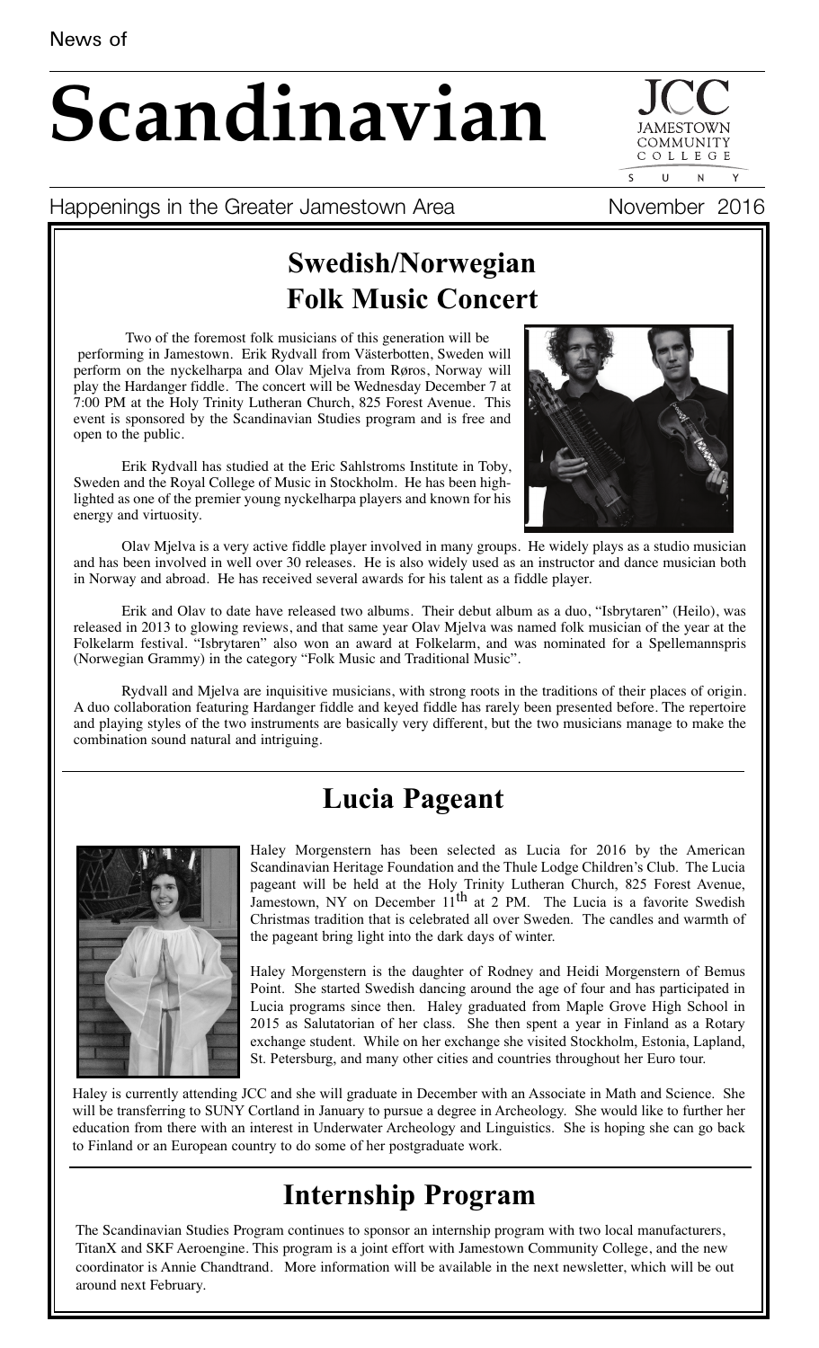News of

# Scandinavian

JCC JAMESTOWN COMMUNITY COLLEGE SUNY

Happenings in the Greater Jamestown Area — November 2016

## Swedish/Norwegian Folk Music Concert

Two of the foremost folk musicians of this generation will be performing in Jamestown. Erik Rydvall from Västerbotten, Sweden will perform on the nyckelharpa and Olav Mjelva from Røros, Norway will play the Hardanger fiddle. The concert will be Wednesday December 7 at 7:00 PM at the Holy Trinity Lutheran Church, 825 Forest Avenue. This event is sponsored by the Scandinavian Studies program and is free and open to the public.

Erik Rydvall has studied at the Eric Sahlstroms Institute in Toby, Sweden and the Royal College of Music in Stockholm. He has been highlighted as one of the premier young nyckelharpa players and known for his energy and virtuosity.

Olav Mjelva is a very active fiddle player involved in many groups. He widely plays as a studio musician and has been involved in well over 30 releases. He is also widely used as an instructor and dance musician both in Norway and abroad. He has received several awards for his talent as a fiddle player.

Erik and Olav to date have released two albums. Their debut album as a duo, "Isbrytaren" (Heilo), was released in 2013 to glowing reviews, and that same year Olav Mjelva was named folk musician of the year at the Folkelarm festival. "Isbrytaren" also won an award at Folkelarm, and was nominated for a Spellemannspris (Norwegian Grammy) in the category "Folk Music and Traditional Music".

Rydvall and Mjelva are inquisitive musicians, with strong roots in the traditions of their places of origin. A duo collaboration featuring Hardanger fiddle and keyed fiddle has rarely been presented before. The repertoire and playing styles of the two instruments are basically very different, but the two musicians manage to make the combination sound natural and intriguing.

## Lucia Pageant

Haley Morgenstern has been selected as Lucia for 2016 by the American Scandinavian Heritage Foundation and the Thule Lodge Children's Club. The Lucia pageant will be held at the Holy Trinity Lutheran Church, 825 Forest Avenue, Jamestown, NY on December 11th at 2 PM. The Lucia is a favorite Swedish Christmas tradition that is celebrated all over Sweden. The candles and warmth of the pageant bring light into the dark days of winter.

Haley Morgenstern is the daughter of Rodney and Heidi Morgenstern of Bemus Point. She started Swedish dancing around the age of four and has participated in Lucia programs since then. Haley graduated from Maple Grove High School in 2015 as Salutatorian of her class. She then spent a year in Finland as a Rotary exchange student. While on her exchange she visited Stockholm, Estonia, Lapland, St. Petersburg, and many other cities and countries throughout her Euro tour.

Haley is currently attending JCC and she will graduate in December with an Associate in Math and Science. She will be transferring to SUNY Cortland in January to pursue a degree in Archeology. She would like to further her education from there with an interest in Underwater Archeology and Linguistics. She is hoping she can go back to Finland or an European country to do some of her postgraduate work.

## Internship Program

The Scandinavian Studies Program continues to sponsor an internship program with two local manufacturers, TitanX and SKF Aeroengine. This program is a joint effort with Jamestown Community College, and the new coordinator is Annie Chandtrand. More information will be available in the next newsletter, which will be out around next February.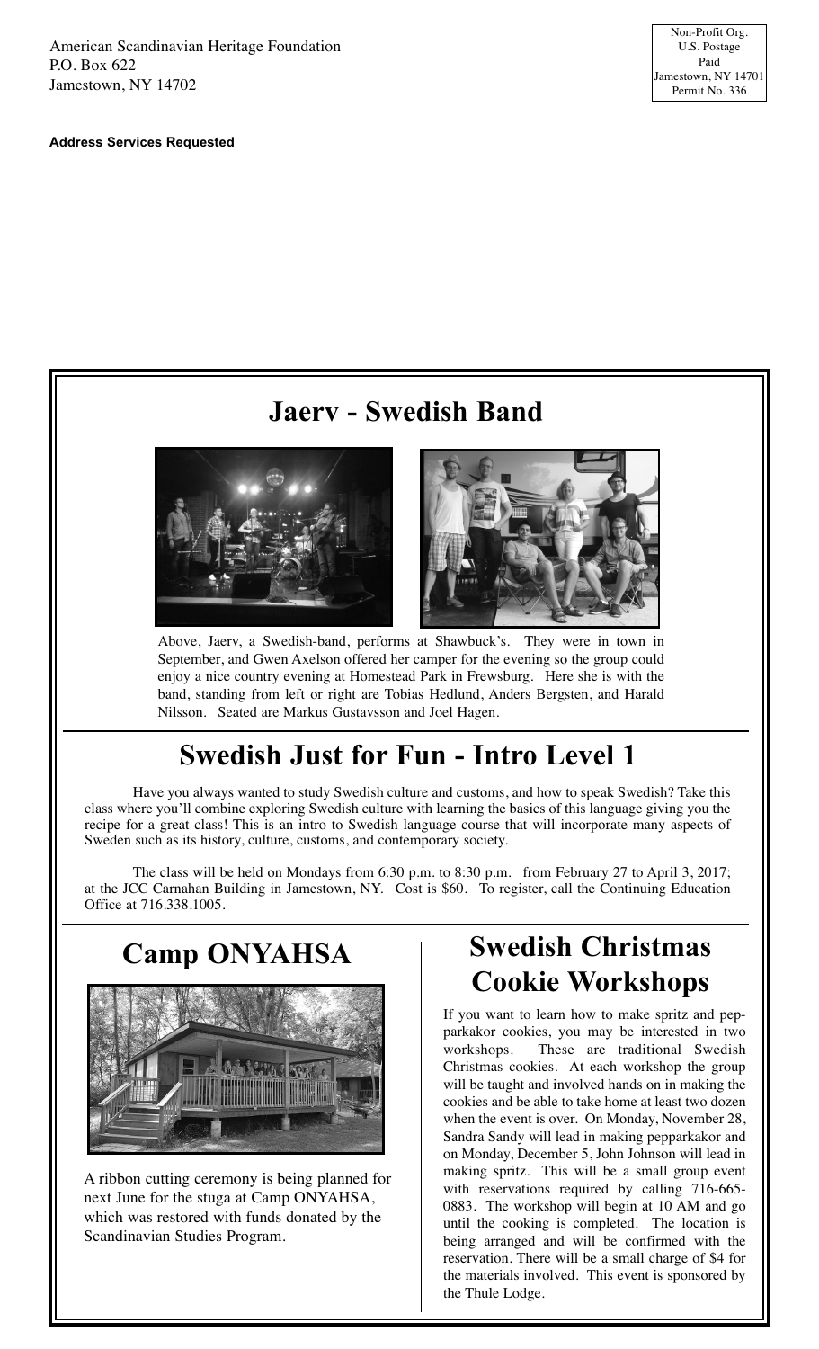American Scandinavian Heritage Foundation
P.O. Box 622
Jamestown, NY 14702

Non-Profit Org.
U.S. Postage
Paid
Jamestown, NY 14701
Permit No. 336

**Address Services Requested**

## Jaerv - Swedish Band

Above, Jaerv, a Swedish-band, performs at Shawbuck's. They were in town in September, and Gwen Axelson offered her camper for the evening so the group could enjoy a nice country evening at Homestead Park in Frewsburg. Here she is with the band, standing from left or right are Tobias Hedlund, Anders Bergsten, and Harald Nilsson. Seated are Markus Gustavsson and Joel Hagen.

## Swedish Just for Fun - Intro Level 1

Have you always wanted to study Swedish culture and customs, and how to speak Swedish? Take this class where you'll combine exploring Swedish culture with learning the basics of this language giving you the recipe for a great class! This is an intro to Swedish language course that will incorporate many aspects of Sweden such as its history, culture, customs, and contemporary society.

The class will be held on Mondays from 6:30 p.m. to 8:30 p.m. from February 27 to April 3, 2017; at the JCC Carnahan Building in Jamestown, NY. Cost is $60. To register, call the Continuing Education Office at 716.338.1005.

## Camp ONYAHSA

A ribbon cutting ceremony is being planned for next June for the stuga at Camp ONYAHSA, which was restored with funds donated by the Scandinavian Studies Program.

## Swedish Christmas Cookie Workshops

If you want to learn how to make spritz and pepparkakor cookies, you may be interested in two workshops. These are traditional Swedish Christmas cookies. At each workshop the group will be taught and involved hands on in making the cookies and be able to take home at least two dozen when the event is over. On Monday, November 28, Sandra Sandy will lead in making pepparkakor and on Monday, December 5, John Johnson will lead in making spritz. This will be a small group event with reservations required by calling 716-665-0883. The workshop will begin at 10 AM and go until the cooking is completed. The location is being arranged and will be confirmed with the reservation. There will be a small charge of $4 for the materials involved. This event is sponsored by the Thule Lodge.